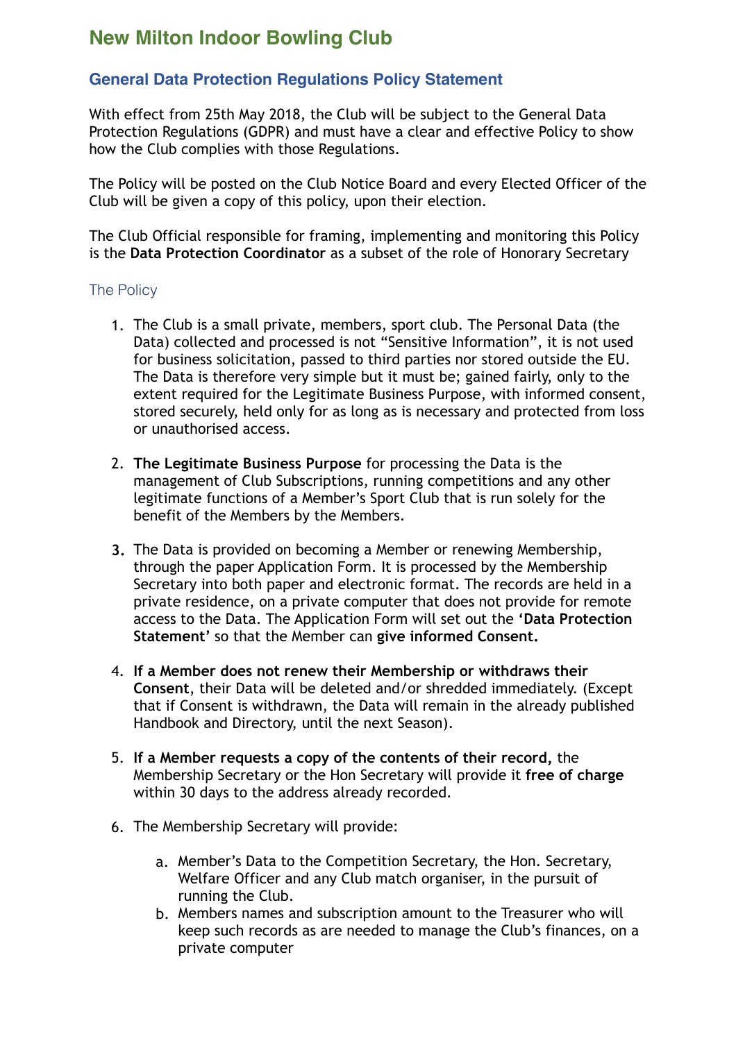# New Milton Indoor Bowling Club

## General Data Protection Regulations Policy Statement

With effect from 25th May 2018, the Club will be subject to the General Data Protection Regulations (GDPR) and must have a clear and effective Policy to show how the Club complies with those Regulations.

The Policy will be posted on the Club Notice Board and every Elected Officer of the Club will be given a copy of this policy, upon their election.

The Club Official responsible for framing, implementing and monitoring this Policy is the **Data Protection Coordinator** as a subset of the role of Honorary Secretary

### The Policy

1. The Club is a small private, members, sport club. The Personal Data (the Data) collected and processed is not "Sensitive Information", it is not used for business solicitation, passed to third parties nor stored outside the EU. The Data is therefore very simple but it must be; gained fairly, only to the extent required for the Legitimate Business Purpose, with informed consent, stored securely, held only for as long as is necessary and protected from loss or unauthorised access.

2. **The Legitimate Business Purpose** for processing the Data is the management of Club Subscriptions, running competitions and any other legitimate functions of a Member's Sport Club that is run solely for the benefit of the Members by the Members.

3. The Data is provided on becoming a Member or renewing Membership, through the paper Application Form. It is processed by the Membership Secretary into both paper and electronic format. The records are held in a private residence, on a private computer that does not provide for remote access to the Data. The Application Form will set out the **'Data Protection Statement'** so that the Member can **give informed Consent.**

4. **If a Member does not renew their Membership or withdraws their Consent**, their Data will be deleted and/or shredded immediately. (Except that if Consent is withdrawn, the Data will remain in the already published Handbook and Directory, until the next Season).

5. **If a Member requests a copy of the contents of their record,** the Membership Secretary or the Hon Secretary will provide it **free of charge** within 30 days to the address already recorded.

6. The Membership Secretary will provide:

   a. Member's Data to the Competition Secretary, the Hon. Secretary, Welfare Officer and any Club match organiser, in the pursuit of running the Club.
   
   b. Members names and subscription amount to the Treasurer who will keep such records as are needed to manage the Club's finances, on a private computer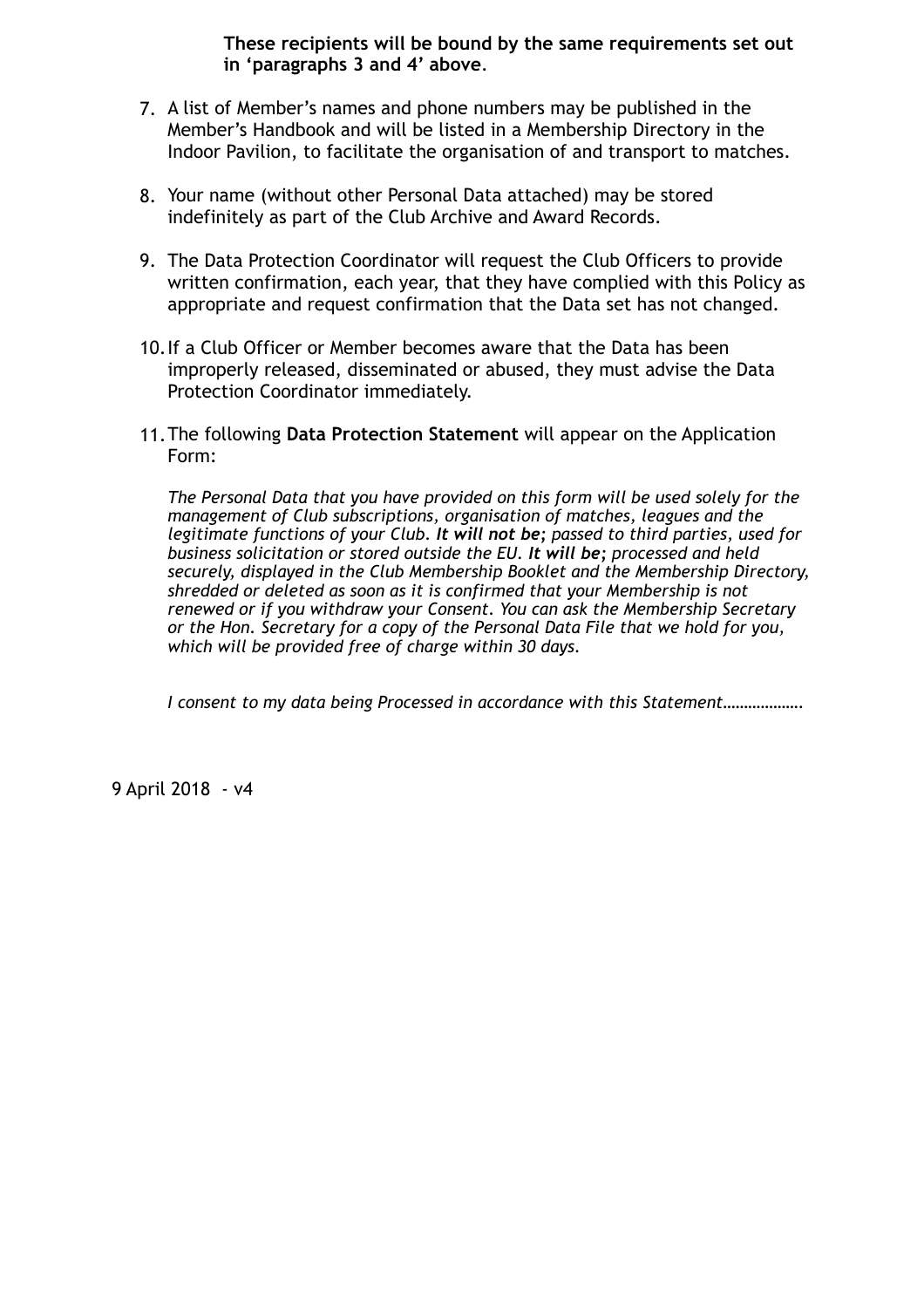**These recipients will be bound by the same requirements set out in 'paragraphs 3 and 4' above**.

7. A list of Member's names and phone numbers may be published in the Member's Handbook and will be listed in a Membership Directory in the Indoor Pavilion, to facilitate the organisation of and transport to matches.

8. Your name (without other Personal Data attached) may be stored indefinitely as part of the Club Archive and Award Records.

9. The Data Protection Coordinator will request the Club Officers to provide written confirmation, each year, that they have complied with this Policy as appropriate and request confirmation that the Data set has not changed.

10. If a Club Officer or Member becomes aware that the Data has been improperly released, disseminated or abused, they must advise the Data Protection Coordinator immediately.

11. The following **Data Protection Statement** will appear on the Application Form:

    *The Personal Data that you have provided on this form will be used solely for the management of Club subscriptions, organisation of matches, leagues and the legitimate functions of your Club.* ***It will not be;*** *passed to third parties, used for business solicitation or stored outside the EU.* ***It will be;*** *processed and held securely, displayed in the Club Membership Booklet and the Membership Directory, shredded or deleted as soon as it is confirmed that your Membership is not renewed or if you withdraw your Consent. You can ask the Membership Secretary or the Hon. Secretary for a copy of the Personal Data File that we hold for you, which will be provided free of charge within 30 days.*

    *I consent to my data being Processed in accordance with this Statement……………….*

9 April 2018 - v4